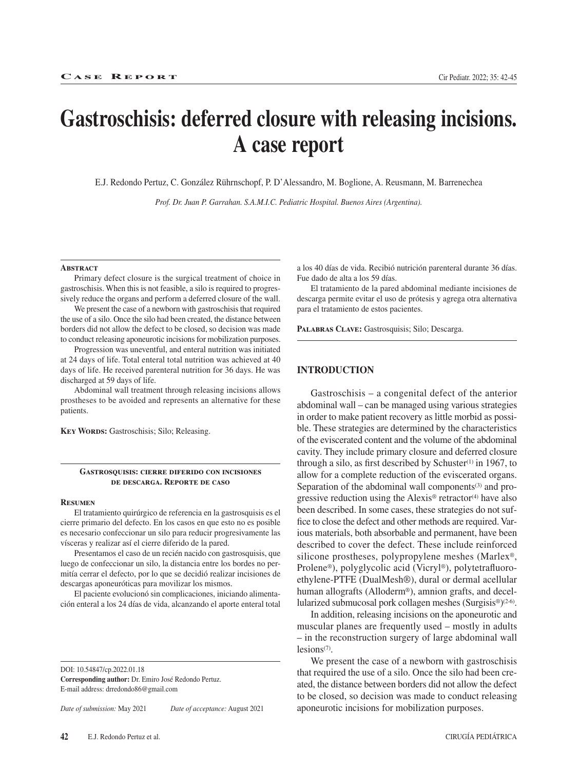**Case Report**

# Gastroschisis: deferred closure with releasing incisions. A case report

E.J. Redondo Pertuz, C. González Rührnschopf, P. D'Alessandro, M. Boglione, A. Reusmann, M. Barrenechea

*Prof. Dr. Juan P. Garrahan. S.A.M.I.C. Pediatric Hospital. Buenos Aires (Argentina).*

### Abstract

Primary defect closure is the surgical treatment of choice in gastroschisis. When this is not feasible, a silo is required to progressively reduce the organs and perform a deferred closure of the wall.

We present the case of a newborn with gastroschisis that required the use of a silo. Once the silo had been created, the distance between borders did not allow the defect to be closed, so decision was made to conduct releasing aponeurotic incisions for mobilization purposes.

Progression was uneventful, and enteral nutrition was initiated at 24 days of life. Total enteral total nutrition was achieved at 40 days of life. He received parenteral nutrition for 36 days. He was discharged at 59 days of life.

Abdominal wall treatment through releasing incisions allows prostheses to be avoided and represents an alternative for these patients.

**Key Words:** Gastroschisis; Silo; Releasing.

### Gastrosquisis: cierre diferido con incisiones de descarga. Reporte de caso

### Resumen

El tratamiento quirúrgico de referencia en la gastrosquisis es el cierre primario del defecto. En los casos en que esto no es posible es necesario confeccionar un silo para reducir progresivamente las vísceras y realizar así el cierre diferido de la pared.

Presentamos el caso de un recién nacido con gastrosquisis, que luego de confeccionar un silo, la distancia entre los bordes no permitía cerrar el defecto, por lo que se decidió realizar incisiones de descargas aponeuróticas para movilizar los mismos.

El paciente evolucionó sin complicaciones, iniciando alimentación enteral a los 24 días de vida, alcanzando el aporte enteral total a los 40 días de vida. Recibió nutrición parenteral durante 36 días. Fue dado de alta a los 59 días.

El tratamiento de la pared abdominal mediante incisiones de descarga permite evitar el uso de prótesis y agrega otra alternativa para el tratamiento de estos pacientes.

**Palabras Clave:** Gastrosquisis; Silo; Descarga.

DOI: 10.54847/cp.2022.01.18

**Corresponding author:** Dr. Emiro José Redondo Pertuz.
E-mail address: drredondo86@gmail.com

*Date of submission:* May 2021 *Date of acceptance:* August 2021

## INTRODUCTION

Gastroschisis – a congenital defect of the anterior abdominal wall – can be managed using various strategies in order to make patient recovery as little morbid as possible. These strategies are determined by the characteristics of the eviscerated content and the volume of the abdominal cavity. They include primary closure and deferred closure through a silo, as first described by Schuster[1] in 1967, to allow for a complete reduction of the eviscerated organs. Separation of the abdominal wall components[3] and progressive reduction using the Alexis® retractor[4] have also been described. In some cases, these strategies do not suffice to close the defect and other methods are required. Various materials, both absorbable and permanent, have been described to cover the defect. These include reinforced silicone prostheses, polypropylene meshes (Marlex®, Prolene®), polyglycolic acid (Vicryl®), polytetrafluoroethylene-PTFE (DualMesh®), dural or dermal acellular human allografts (Alloderm®), amnion grafts, and decellularized submucosal pork collagen meshes (Surgisis®)[2-6].

In addition, releasing incisions on the aponeurotic and muscular planes are frequently used – mostly in adults – in the reconstruction surgery of large abdominal wall lesions[7].

We present the case of a newborn with gastroschisis that required the use of a silo. Once the silo had been created, the distance between borders did not allow the defect to be closed, so decision was made to conduct releasing aponeurotic incisions for mobilization purposes.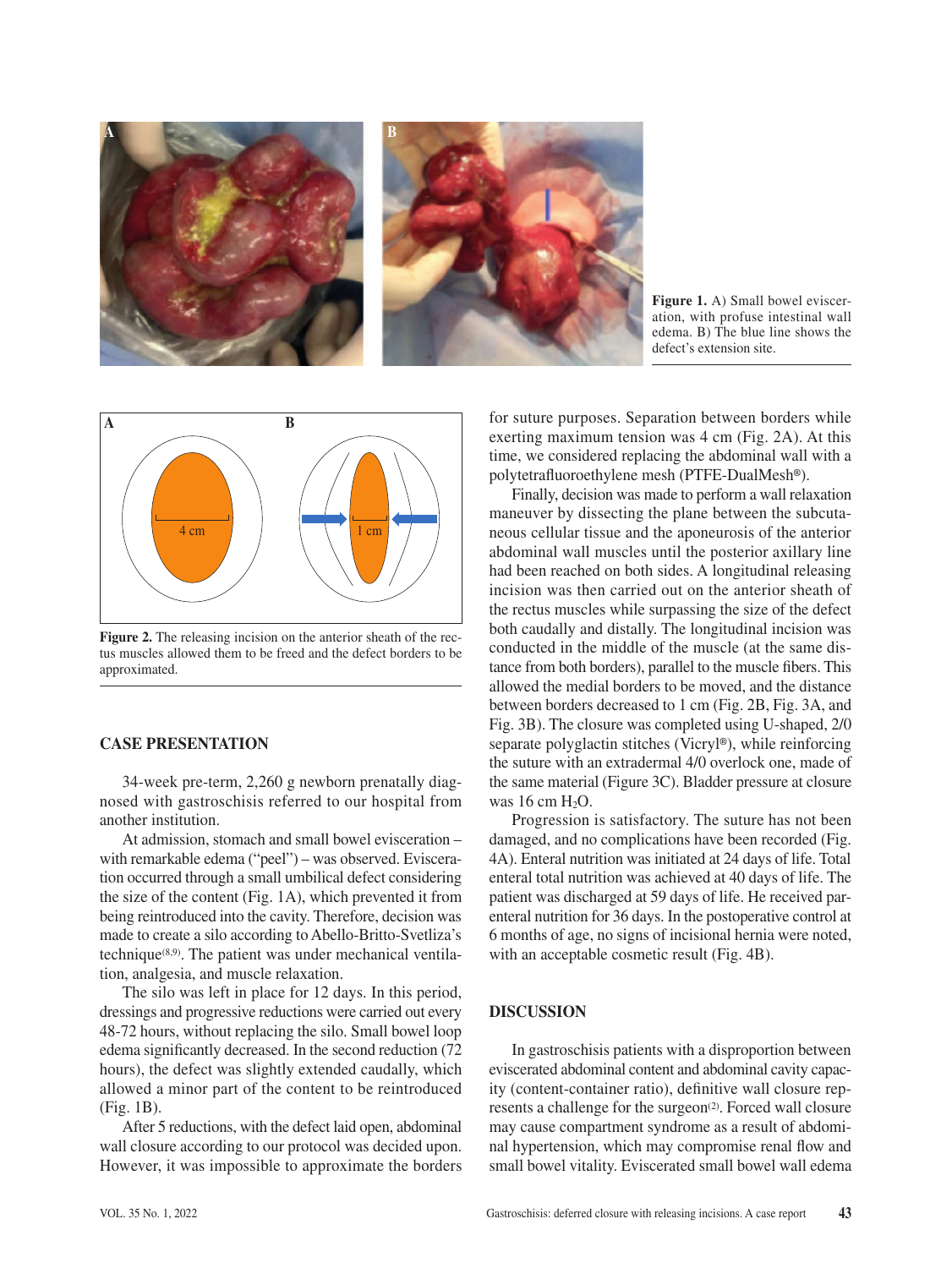**Figure 1.** A) Small bowel evisceration, with profuse intestinal wall edema. B) The blue line shows the defect's extension site.

**Figure 2.** The releasing incision on the anterior sheath of the rectus muscles allowed them to be freed and the defect borders to be approximated.

## CASE PRESENTATION

34-week pre-term, 2,260 g newborn prenatally diagnosed with gastroschisis referred to our hospital from another institution.

At admission, stomach and small bowel evisceration – with remarkable edema ("peel") – was observed. Evisceration occurred through a small umbilical defect considering the size of the content (Fig. 1A), which prevented it from being reintroduced into the cavity. Therefore, decision was made to create a silo according to Abello-Britto-Svetliza's technique[8,9]. The patient was under mechanical ventilation, analgesia, and muscle relaxation.

The silo was left in place for 12 days. In this period, dressings and progressive reductions were carried out every 48-72 hours, without replacing the silo. Small bowel loop edema significantly decreased. In the second reduction (72 hours), the defect was slightly extended caudally, which allowed a minor part of the content to be reintroduced (Fig. 1B).

After 5 reductions, with the defect laid open, abdominal wall closure according to our protocol was decided upon. However, it was impossible to approximate the borders for suture purposes. Separation between borders while exerting maximum tension was 4 cm (Fig. 2A). At this time, we considered replacing the abdominal wall with a polytetrafluoroethylene mesh (PTFE-DualMesh®).

Finally, decision was made to perform a wall relaxation maneuver by dissecting the plane between the subcutaneous cellular tissue and the aponeurosis of the anterior abdominal wall muscles until the posterior axillary line had been reached on both sides. A longitudinal releasing incision was then carried out on the anterior sheath of the rectus muscles while surpassing the size of the defect both caudally and distally. The longitudinal incision was conducted in the middle of the muscle (at the same distance from both borders), parallel to the muscle fibers. This allowed the medial borders to be moved, and the distance between borders decreased to 1 cm (Fig. 2B, Fig. 3A, and Fig. 3B). The closure was completed using U-shaped, 2/0 separate polyglactin stitches (Vicryl®), while reinforcing the suture with an extradermal 4/0 overlock one, made of the same material (Figure 3C). Bladder pressure at closure was 16 cm $H_2O$.

Progression is satisfactory. The suture has not been damaged, and no complications have been recorded (Fig. 4A). Enteral nutrition was initiated at 24 days of life. Total enteral total nutrition was achieved at 40 days of life. The patient was discharged at 59 days of life. He received parenteral nutrition for 36 days. In the postoperative control at 6 months of age, no signs of incisional hernia were noted, with an acceptable cosmetic result (Fig. 4B).

## DISCUSSION

In gastroschisis patients with a disproportion between eviscerated abdominal content and abdominal cavity capacity (content-container ratio), definitive wall closure represents a challenge for the surgeon[2]. Forced wall closure may cause compartment syndrome as a result of abdominal hypertension, which may compromise renal flow and small bowel vitality. Eviscerated small bowel wall edema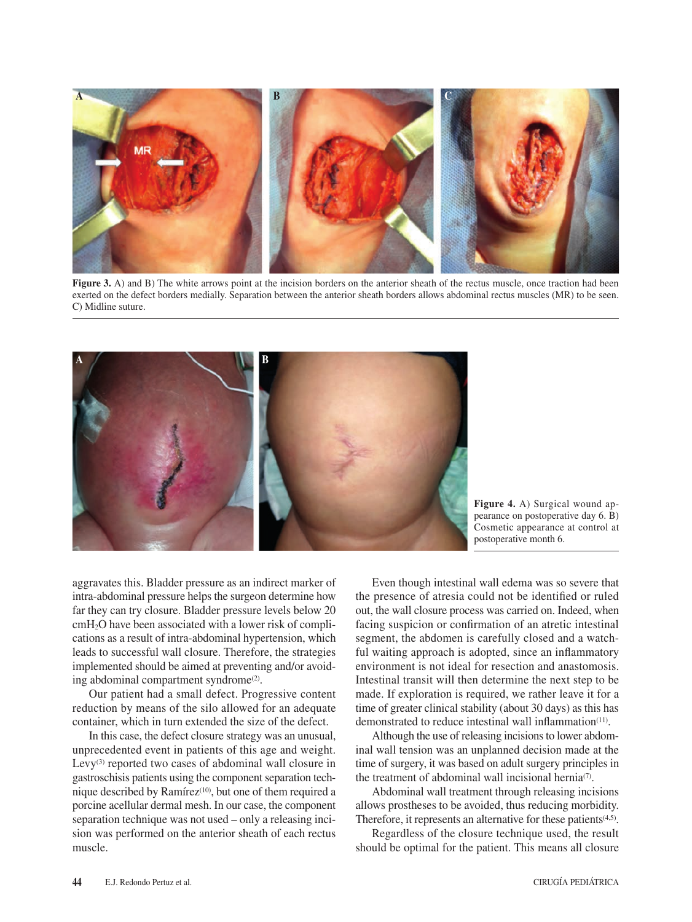**Figure 3.** A) and B) The white arrows point at the incision borders on the anterior sheath of the rectus muscle, once traction had been exerted on the defect borders medially. Separation between the anterior sheath borders allows abdominal rectus muscles (MR) to be seen. C) Midline suture.

**Figure 4.** A) Surgical wound appearance on postoperative day 6. B) Cosmetic appearance at control at postoperative month 6.

aggravates this. Bladder pressure as an indirect marker of intra-abdominal pressure helps the surgeon determine how far they can try closure. Bladder pressure levels below 20 $cmH_2O$ have been associated with a lower risk of complications as a result of intra-abdominal hypertension, which leads to successful wall closure. Therefore, the strategies implemented should be aimed at preventing and/or avoiding abdominal compartment syndrome[2].

Our patient had a small defect. Progressive content reduction by means of the silo allowed for an adequate container, which in turn extended the size of the defect.

In this case, the defect closure strategy was an unusual, unprecedented event in patients of this age and weight. Levy[3] reported two cases of abdominal wall closure in gastroschisis patients using the component separation technique described by Ramírez[10], but one of them required a porcine acellular dermal mesh. In our case, the component separation technique was not used – only a releasing incision was performed on the anterior sheath of each rectus muscle.

Even though intestinal wall edema was so severe that the presence of atresia could not be identified or ruled out, the wall closure process was carried on. Indeed, when facing suspicion or confirmation of an atretic intestinal segment, the abdomen is carefully closed and a watchful waiting approach is adopted, since an inflammatory environment is not ideal for resection and anastomosis. Intestinal transit will then determine the next step to be made. If exploration is required, we rather leave it for a time of greater clinical stability (about 30 days) as this has demonstrated to reduce intestinal wall inflammation[11].

Although the use of releasing incisions to lower abdominal wall tension was an unplanned decision made at the time of surgery, it was based on adult surgery principles in the treatment of abdominal wall incisional hernia[7].

Abdominal wall treatment through releasing incisions allows prostheses to be avoided, thus reducing morbidity. Therefore, it represents an alternative for these patients[4,5].

Regardless of the closure technique used, the result should be optimal for the patient. This means all closure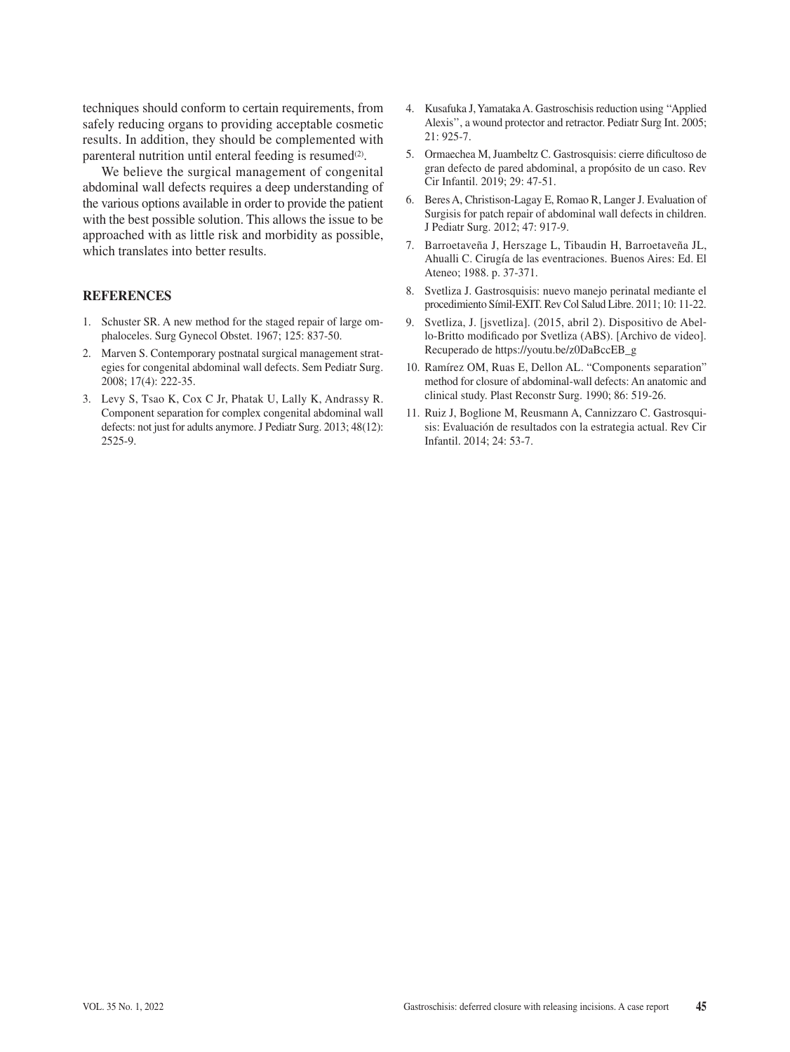techniques should conform to certain requirements, from safely reducing organs to providing acceptable cosmetic results. In addition, they should be complemented with parenteral nutrition until enteral feeding is resumed[2].

We believe the surgical management of congenital abdominal wall defects requires a deep understanding of the various options available in order to provide the patient with the best possible solution. This allows the issue to be approached with as little risk and morbidity as possible, which translates into better results.

## REFERENCES

1. Schuster SR. A new method for the staged repair of large omphaloceles. Surg Gynecol Obstet. 1967; 125: 837-50.
2. Marven S. Contemporary postnatal surgical management strategies for congenital abdominal wall defects. Sem Pediatr Surg. 2008; 17(4): 222-35.
3. Levy S, Tsao K, Cox C Jr, Phatak U, Lally K, Andrassy R. Component separation for complex congenital abdominal wall defects: not just for adults anymore. J Pediatr Surg. 2013; 48(12): 2525-9.
4. Kusafuka J, Yamataka A. Gastroschisis reduction using "Applied Alexis", a wound protector and retractor. Pediatr Surg Int. 2005; 21: 925-7.
5. Ormaechea M, Juambeltz C. Gastrosquisis: cierre dificultoso de gran defecto de pared abdominal, a propósito de un caso. Rev Cir Infantil. 2019; 29: 47-51.
6. Beres A, Christison-Lagay E, Romao R, Langer J. Evaluation of Surgisis for patch repair of abdominal wall defects in children. J Pediatr Surg. 2012; 47: 917-9.
7. Barroetaveña J, Herszage L, Tibaudin H, Barroetaveña JL, Ahualli C. Cirugía de las eventraciones. Buenos Aires: Ed. El Ateneo; 1988. p. 37-371.
8. Svetliza J. Gastrosquisis: nuevo manejo perinatal mediante el procedimiento Símil-EXIT. Rev Col Salud Libre. 2011; 10: 11-22.
9. Svetliza, J. [jsvetliza]. (2015, abril 2). Dispositivo de Abello-Britto modificado por Svetliza (ABS). [Archivo de video]. Recuperado de https://youtu.be/z0DaBccEB_g
10. Ramírez OM, Ruas E, Dellon AL. "Components separation" method for closure of abdominal-wall defects: An anatomic and clinical study. Plast Reconstr Surg. 1990; 86: 519-26.
11. Ruiz J, Boglione M, Reusmann A, Cannizzaro C. Gastrosquisis: Evaluación de resultados con la estrategia actual. Rev Cir Infantil. 2014; 24: 53-7.